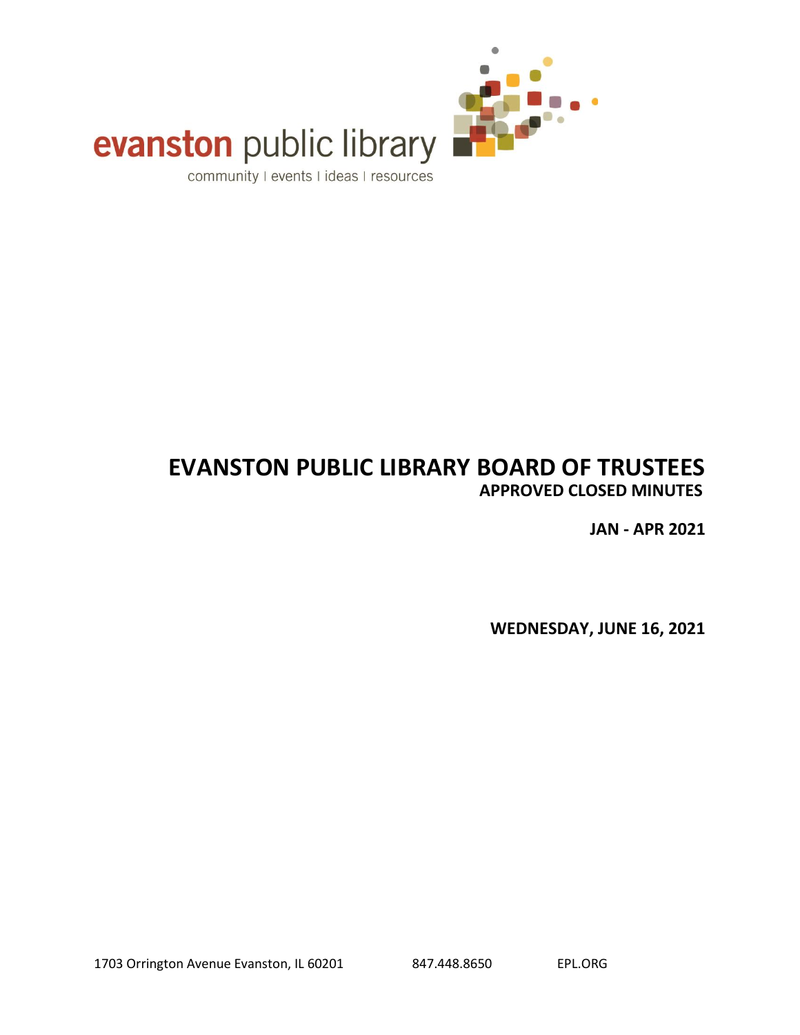evanston public library

community | events | ideas | resources

# EVANSTON PUBLIC LIBRARY BOARD OF TRUSTEES

## APPROVED CLOSED MINUTES

**JAN - APR 2021**

**WEDNESDAY, JUNE 16, 2021**

1703 Orrington Avenue Evanston, IL 60201 847.448.8650 EPL.ORG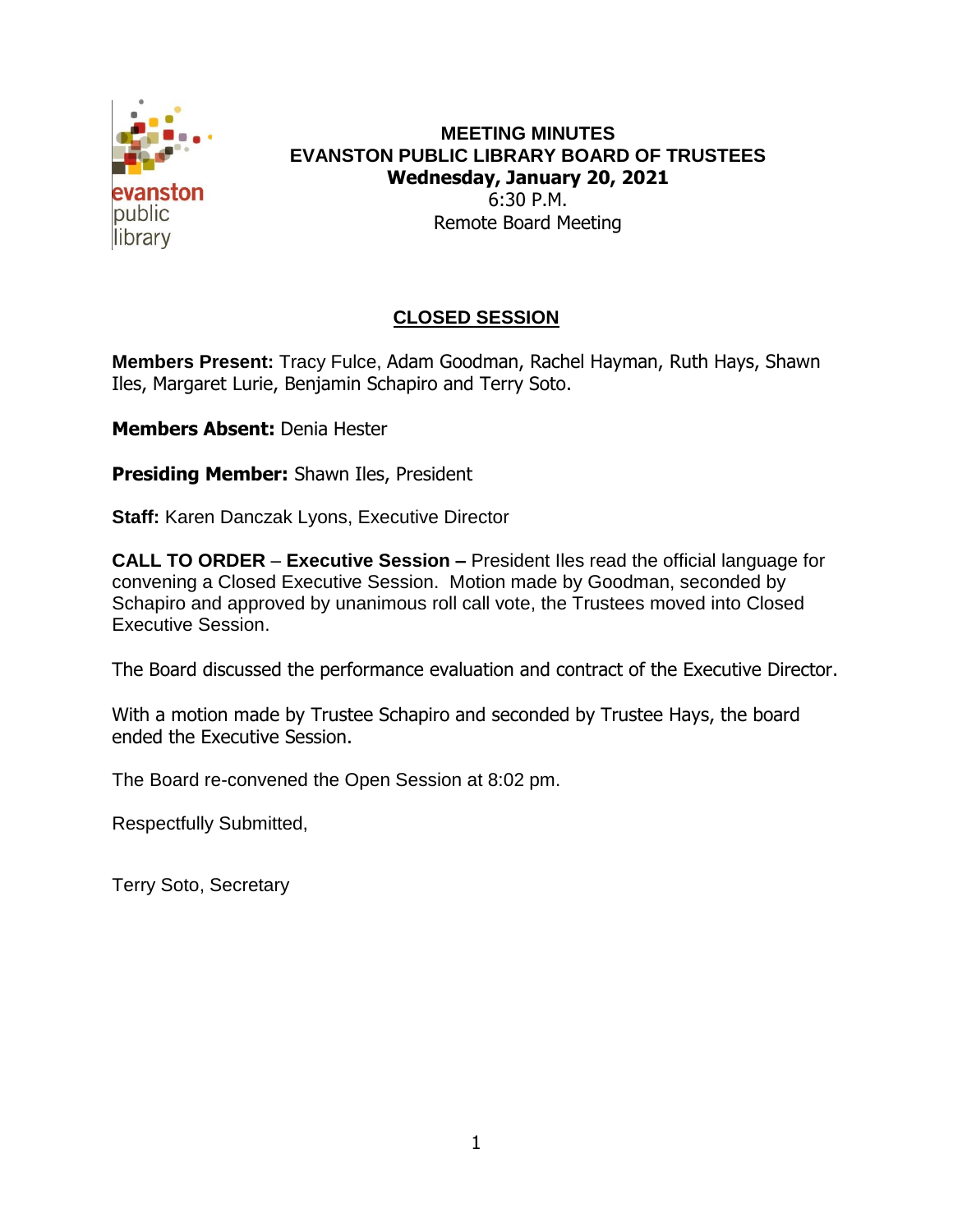**MEETING MINUTES**
**EVANSTON PUBLIC LIBRARY BOARD OF TRUSTEES**
**Wednesday, January 20, 2021**
6:30 P.M.
Remote Board Meeting

## CLOSED SESSION

**Members Present:** Tracy Fulce, Adam Goodman, Rachel Hayman, Ruth Hays, Shawn Iles, Margaret Lurie, Benjamin Schapiro and Terry Soto.

**Members Absent:** Denia Hester

**Presiding Member:** Shawn Iles, President

**Staff:** Karen Danczak Lyons, Executive Director

**CALL TO ORDER** – **Executive Session –** President Iles read the official language for convening a Closed Executive Session. Motion made by Goodman, seconded by Schapiro and approved by unanimous roll call vote, the Trustees moved into Closed Executive Session.

The Board discussed the performance evaluation and contract of the Executive Director.

With a motion made by Trustee Schapiro and seconded by Trustee Hays, the board ended the Executive Session.

The Board re-convened the Open Session at 8:02 pm.

Respectfully Submitted,

Terry Soto, Secretary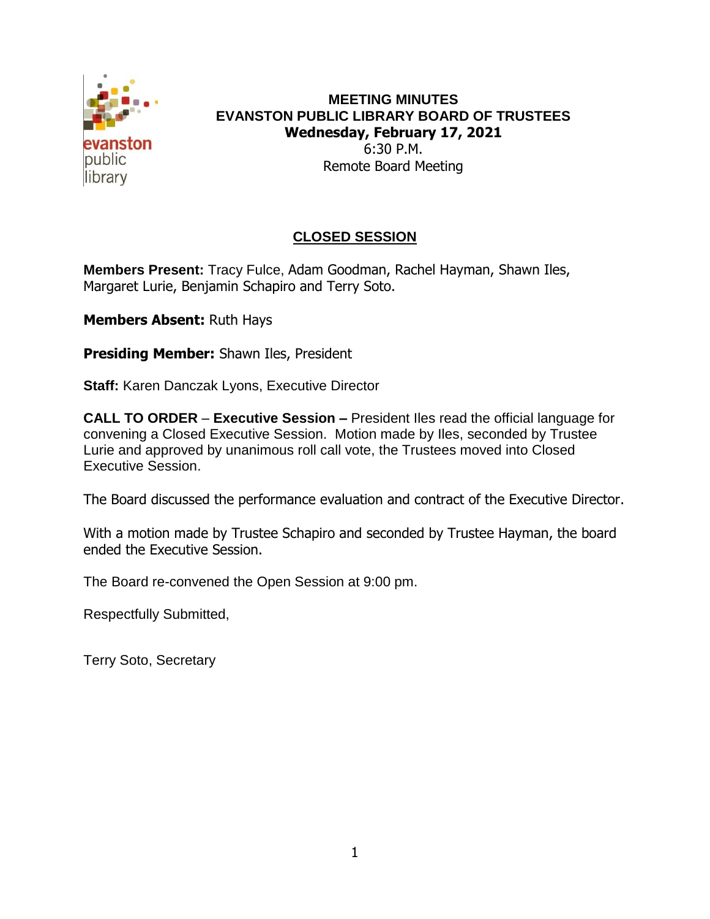# MEETING MINUTES
# EVANSTON PUBLIC LIBRARY BOARD OF TRUSTEES

**Wednesday, February 17, 2021**
6:30 P.M.
Remote Board Meeting

## CLOSED SESSION

**Members Present:** Tracy Fulce, Adam Goodman, Rachel Hayman, Shawn Iles, Margaret Lurie, Benjamin Schapiro and Terry Soto.

**Members Absent:** Ruth Hays

**Presiding Member:** Shawn Iles, President

**Staff:** Karen Danczak Lyons, Executive Director

**CALL TO ORDER** – **Executive Session –** President Iles read the official language for convening a Closed Executive Session. Motion made by Iles, seconded by Trustee Lurie and approved by unanimous roll call vote, the Trustees moved into Closed Executive Session.

The Board discussed the performance evaluation and contract of the Executive Director.

With a motion made by Trustee Schapiro and seconded by Trustee Hayman, the board ended the Executive Session.

The Board re-convened the Open Session at 9:00 pm.

Respectfully Submitted,

Terry Soto, Secretary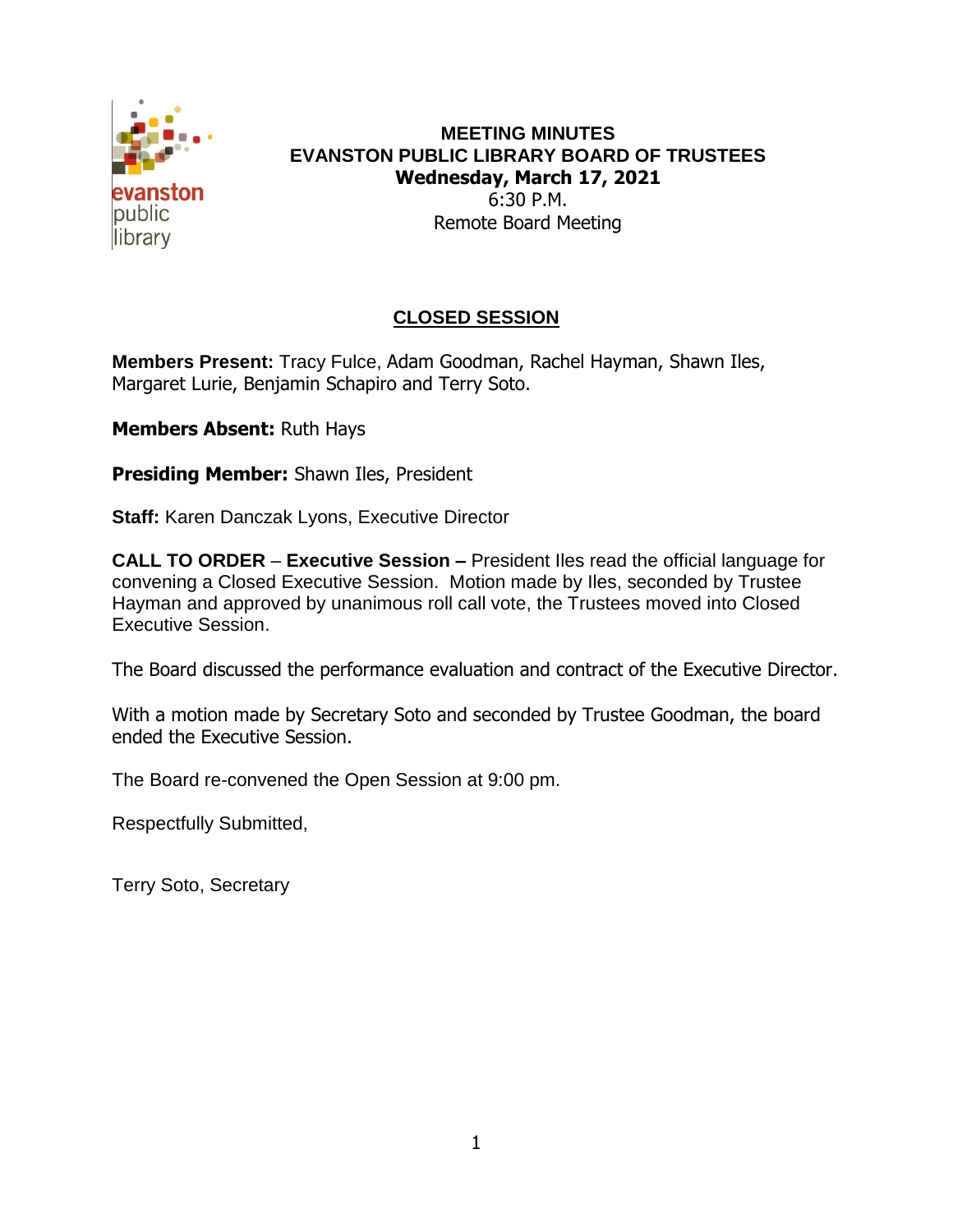# MEETING MINUTES
# EVANSTON PUBLIC LIBRARY BOARD OF TRUSTEES

**Wednesday, March 17, 2021**
6:30 P.M.
Remote Board Meeting

## CLOSED SESSION

**Members Present:** Tracy Fulce, Adam Goodman, Rachel Hayman, Shawn Iles, Margaret Lurie, Benjamin Schapiro and Terry Soto.

**Members Absent:** Ruth Hays

**Presiding Member:** Shawn Iles, President

**Staff:** Karen Danczak Lyons, Executive Director

**CALL TO ORDER** – **Executive Session –** President Iles read the official language for convening a Closed Executive Session. Motion made by Iles, seconded by Trustee Hayman and approved by unanimous roll call vote, the Trustees moved into Closed Executive Session.

The Board discussed the performance evaluation and contract of the Executive Director.

With a motion made by Secretary Soto and seconded by Trustee Goodman, the board ended the Executive Session.

The Board re-convened the Open Session at 9:00 pm.

Respectfully Submitted,

Terry Soto, Secretary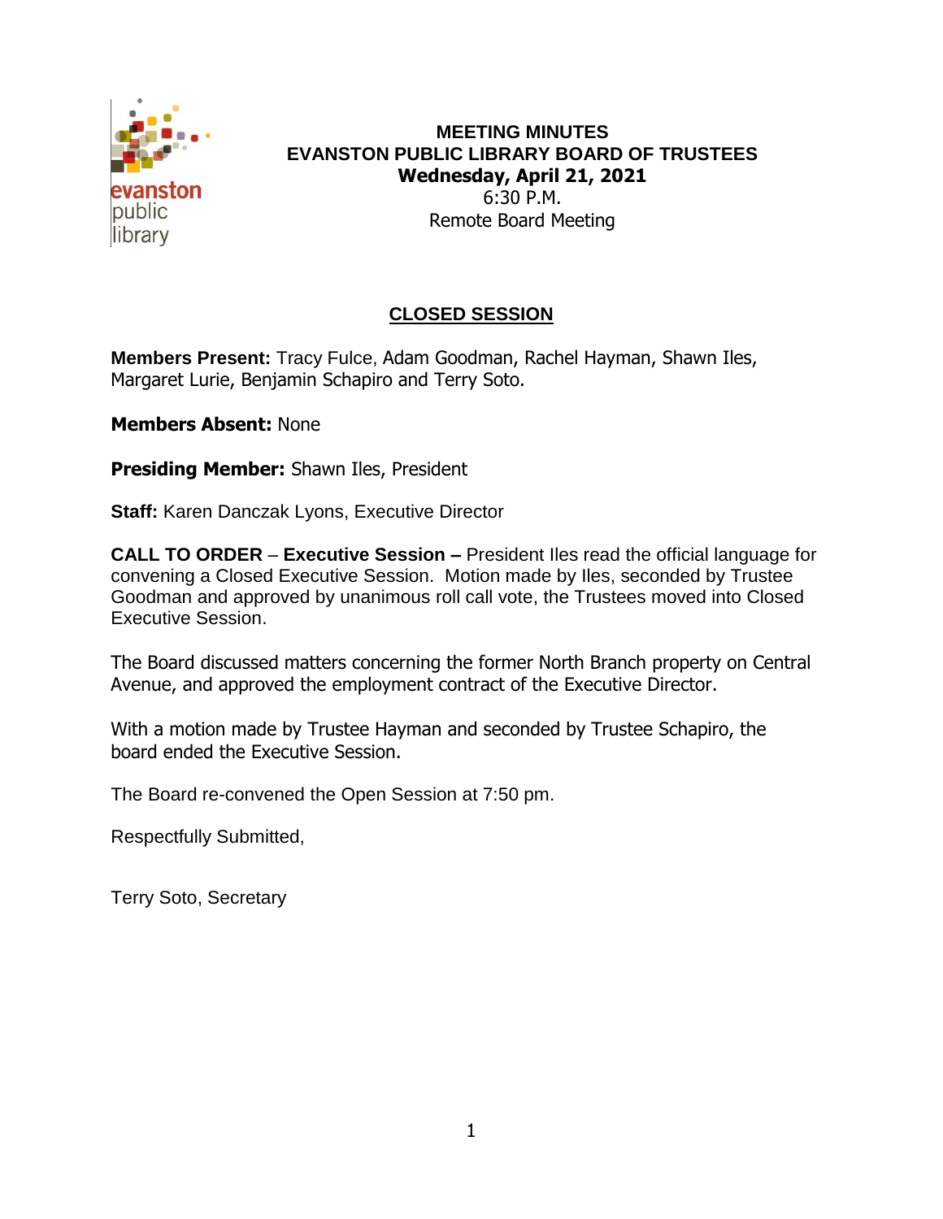**MEETING MINUTES**
**EVANSTON PUBLIC LIBRARY BOARD OF TRUSTEES**
**Wednesday, April 21, 2021**
6:30 P.M.
Remote Board Meeting

## CLOSED SESSION

**Members Present:** Tracy Fulce, Adam Goodman, Rachel Hayman, Shawn Iles, Margaret Lurie, Benjamin Schapiro and Terry Soto.

**Members Absent:** None

**Presiding Member:** Shawn Iles, President

**Staff:** Karen Danczak Lyons, Executive Director

**CALL TO ORDER** – **Executive Session –** President Iles read the official language for convening a Closed Executive Session. Motion made by Iles, seconded by Trustee Goodman and approved by unanimous roll call vote, the Trustees moved into Closed Executive Session.

The Board discussed matters concerning the former North Branch property on Central Avenue, and approved the employment contract of the Executive Director.

With a motion made by Trustee Hayman and seconded by Trustee Schapiro, the board ended the Executive Session.

The Board re-convened the Open Session at 7:50 pm.

Respectfully Submitted,

Terry Soto, Secretary